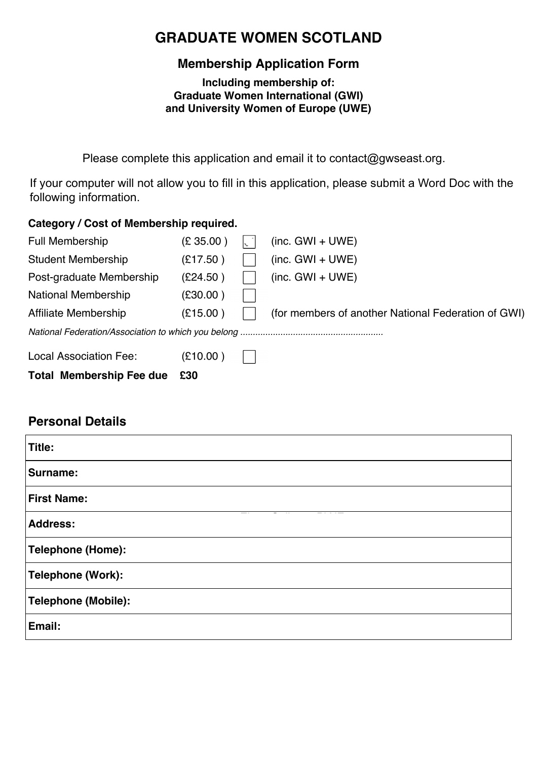# GRADUATE WOMEN SCOTLAND

## Membership Application Form

**Including membership of:**
**Graduate Women International (GWI)**
**and University Women of Europe (UWE)**

Please complete this application and email it to contact@gwseast.org.

If your computer will not allow you to fill in this application, please submit a Word Doc with the following information.

**Category / Cost of Membership required.**

| | | | |
|---|---|---|---|
| Full Membership | (£ 35.00 ) | ☐ | (inc. GWI + UWE) |
| Student Membership | (£17.50 ) | ☐ | (inc. GWI + UWE) |
| Post-graduate Membership | (£24.50 ) | ☐ | (inc. GWI + UWE) |
| National Membership | (£30.00 ) | ☐ | |
| Affiliate Membership | (£15.00 ) | ☐ | (for members of another National Federation of GWI) |

*National Federation/Association to which you belong ........................................................*

| | | |
|---|---|---|
| Local Association Fee: | (£10.00 ) | ☐ |

**Total Membership Fee due £30**

## Personal Details

| |
|---|
| **Title:** |
| **Surname:** |
| **First Name:** |
| **Address:** |
| **Telephone (Home):** |
| **Telephone (Work):** |
| **Telephone (Mobile):** |
| **Email:** |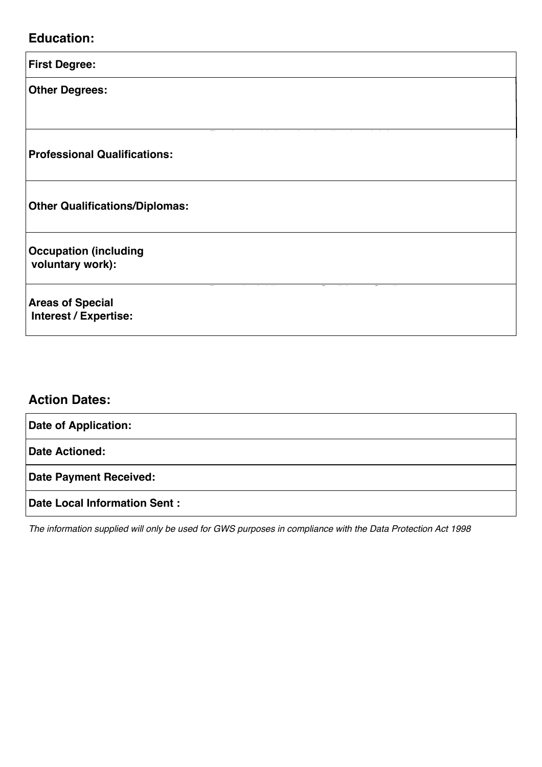## Education:

| | |
|---|---|
| **First Degree:** | |
| **Other Degrees:** | |
| **Professional Qualifications:** | |
| **Other Qualifications/Diplomas:** | |
| **Occupation (including voluntary work):** | |
| **Areas of Special Interest / Expertise:** | |

## Action Dates:

| | |
|---|---|
| **Date of Application:** | |
| **Date Actioned:** | |
| **Date Payment Received:** | |
| **Date Local Information Sent :** | |

*The information supplied will only be used for GWS purposes in compliance with the Data Protection Act 1998*